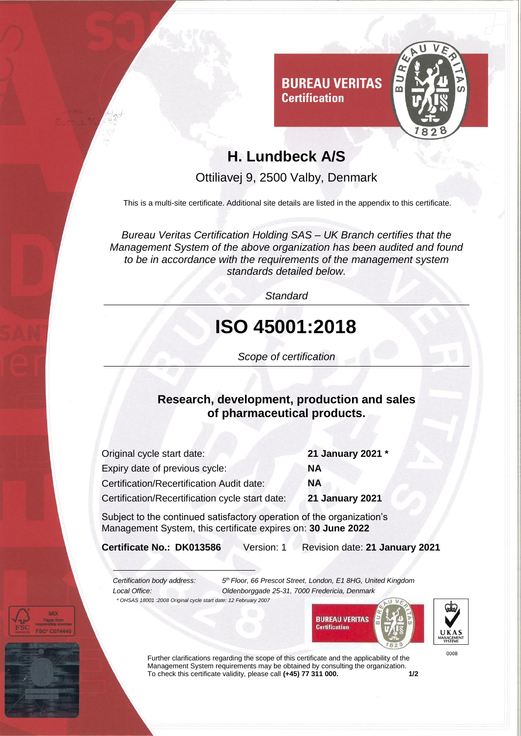**BUREAU VERITAS**
**Certification**

# H. Lundbeck A/S

Ottiliavej 9, 2500 Valby, Denmark

This is a multi-site certificate. Additional site details are listed in the appendix to this certificate.

*Bureau Veritas Certification Holding SAS – UK Branch certifies that the Management System of the above organization has been audited and found to be in accordance with the requirements of the management system standards detailed below.*

*Standard*

# ISO 45001:2018

*Scope of certification*

**Research, development, production and sales of pharmaceutical products.**

| | |
|---|---|
| Original cycle start date: | **21 January 2021 \*** |
| Expiry date of previous cycle: | **NA** |
| Certification/Recertification Audit date: | **NA** |
| Certification/Recertification cycle start date: | **21 January 2021** |

Subject to the continued satisfactory operation of the organization's Management System, this certificate expires on: **30 June 2022**

**Certificate No.: DK013586** Version: 1 Revision date: **21 January 2021**

*Certification body address:* *5th Floor, 66 Prescot Street, London, E1 8HG, United Kingdom*
*Local Office:* *Oldenborggade 25-31, 7000 Fredericia, Denmark*

*\* OHSAS 18001 :2008 Original cycle start date: 12 February 2007*

BUREAU VERITAS Certification

UKAS MANAGEMENT SYSTEMS 0008

Further clarifications regarding the scope of this certificate and the applicability of the Management System requirements may be obtained by consulting the organization.
To check this certificate validity, please call **(+45) 77 311 000.**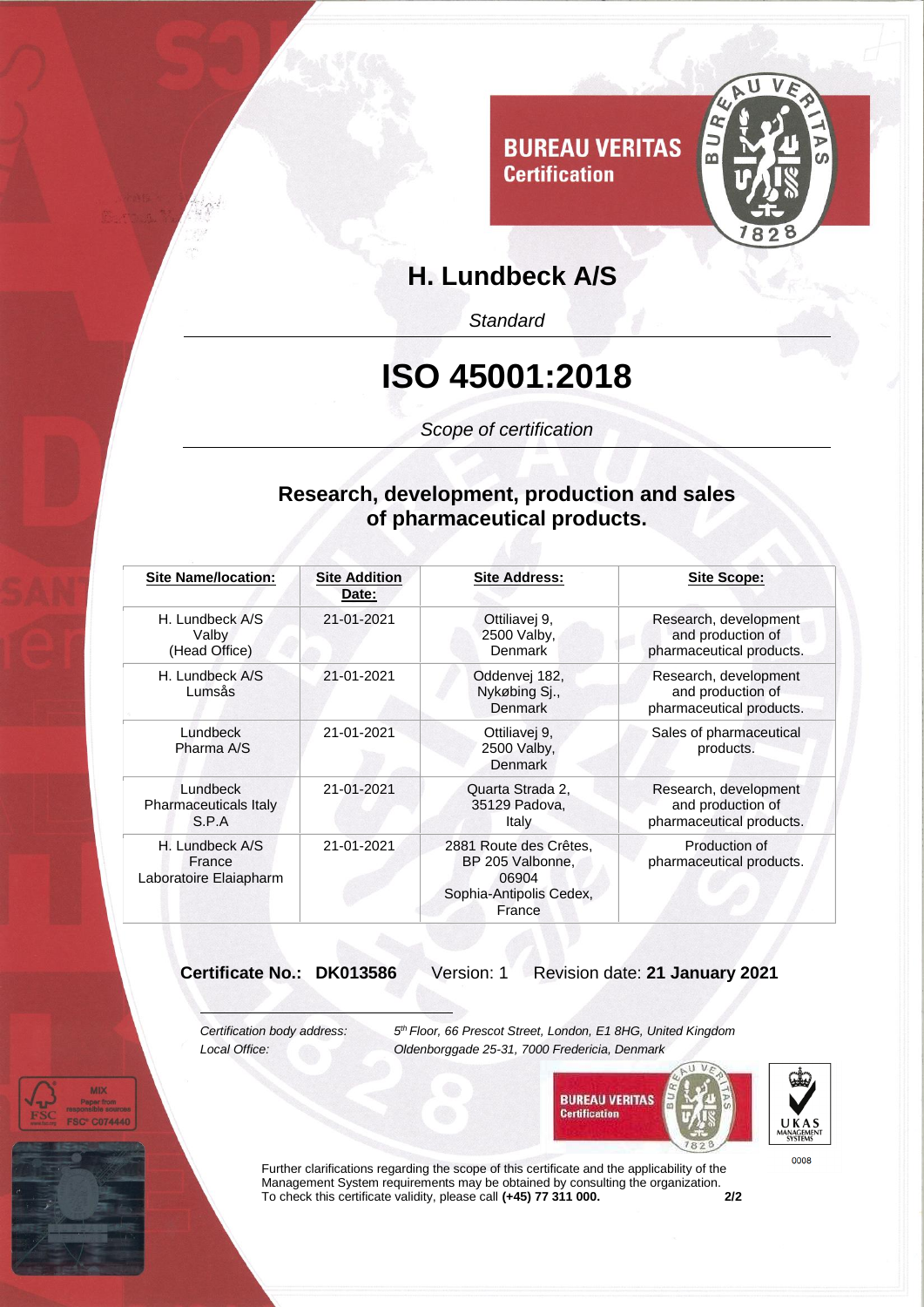BUREAU VERITAS
Certification

# H. Lundbeck A/S

*Standard*

# ISO 45001:2018

*Scope of certification*

## Research, development, production and sales of pharmaceutical products.

| Site Name/location: | Site Addition Date: | Site Address: | Site Scope: |
|---|---|---|---|
| H. Lundbeck A/S Valby (Head Office) | 21-01-2021 | Ottiliavej 9, 2500 Valby, Denmark | Research, development and production of pharmaceutical products. |
| H. Lundbeck A/S Lumsås | 21-01-2021 | Oddenvej 182, Nykøbing Sj., Denmark | Research, development and production of pharmaceutical products. |
| Lundbeck Pharma A/S | 21-01-2021 | Ottiliavej 9, 2500 Valby, Denmark | Sales of pharmaceutical products. |
| Lundbeck Pharmaceuticals Italy S.P.A | 21-01-2021 | Quarta Strada 2, 35129 Padova, Italy | Research, development and production of pharmaceutical products. |
| H. Lundbeck A/S France Laboratoire Elaiapharm | 21-01-2021 | 2881 Route des Crêtes, BP 205 Valbonne, 06904 Sophia-Antipolis Cedex, France | Production of pharmaceutical products. |

**Certificate No.: DK013586** Version: 1 Revision date: **21 January 2021**

*Certification body address:* *5th Floor, 66 Prescot Street, London, E1 8HG, United Kingdom*
*Local Office:* *Oldenborggade 25-31, 7000 Fredericia, Denmark*

UKAS MANAGEMENT SYSTEMS
0008

Further clarifications regarding the scope of this certificate and the applicability of the Management System requirements may be obtained by consulting the organization.
To check this certificate validity, please call **(+45) 77 311 000.**